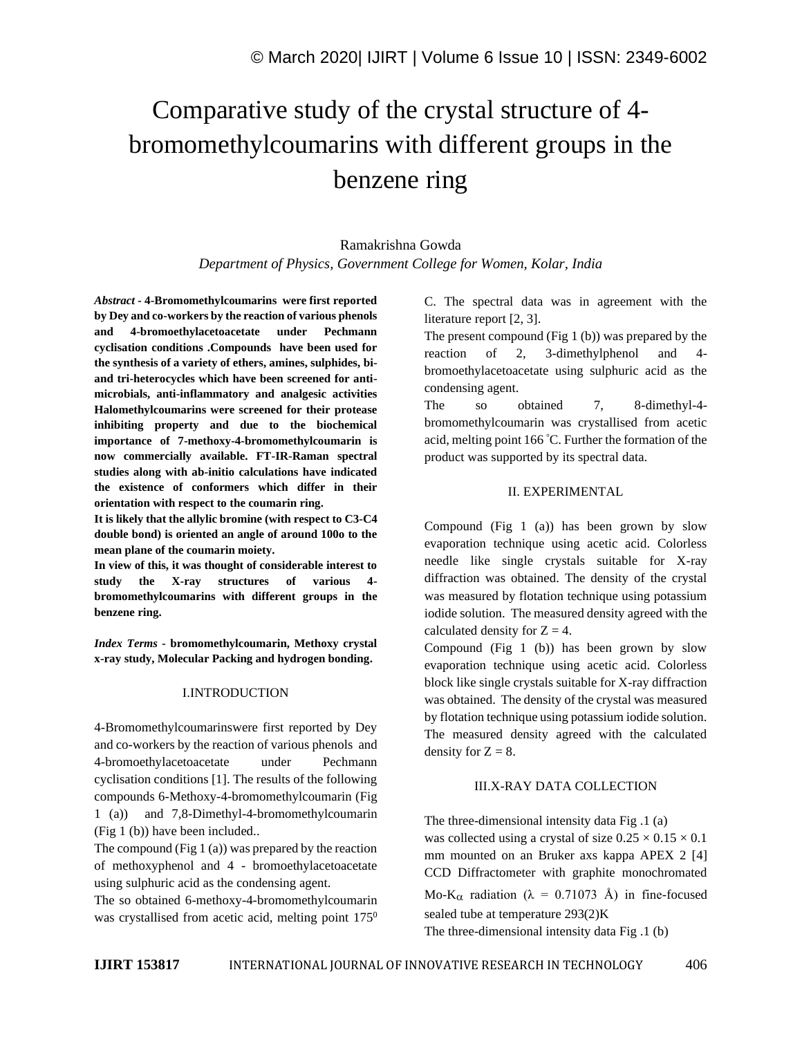# Comparative study of the crystal structure of 4-bromomethylcoumarins with different groups in the benzene ring

Ramakrishna Gowda

*Department of Physics, Government College for Women, Kolar, India*

***Abstract* - 4-Bromomethylcoumarins were first reported by Dey and co-workers by the reaction of various phenols and 4-bromoethylacetoacetate under Pechmann cyclisation conditions .Compounds have been used for the synthesis of a variety of ethers, amines, sulphides, bi- and tri-heterocycles which have been screened for anti-microbials, anti-inflammatory and analgesic activities Halomethylcoumarins were screened for their protease inhibiting property and due to the biochemical importance of 7-methoxy-4-bromomethylcoumarin is now commercially available. FT-IR-Raman spectral studies along with ab-initio calculations have indicated the existence of conformers which differ in their orientation with respect to the coumarin ring.**

**It is likely that the allylic bromine (with respect to C3-C4 double bond) is oriented an angle of around 100o to the mean plane of the coumarin moiety.**

**In view of this, it was thought of considerable interest to study the X-ray structures of various 4-bromomethylcoumarins with different groups in the benzene ring.**

***Index Terms* - bromomethylcoumarin, Methoxy crystal x-ray study, Molecular Packing and hydrogen bonding.**

## I.INTRODUCTION

4-Bromomethylcoumarinswere first reported by Dey and co-workers by the reaction of various phenols and 4-bromoethylacetoacetate under Pechmann cyclisation conditions [1]. The results of the following compounds 6-Methoxy-4-bromomethylcoumarin (Fig 1 (a)) and 7,8-Dimethyl-4-bromomethylcoumarin (Fig 1 (b)) have been included..

The compound (Fig 1 (a)) was prepared by the reaction of methoxyphenol and 4 - bromoethylacetoacetate using sulphuric acid as the condensing agent.

The so obtained 6-methoxy-4-bromomethylcoumarin was crystallised from acetic acid, melting point $175^0$ C. The spectral data was in agreement with the literature report [2, 3].

The present compound (Fig 1 (b)) was prepared by the reaction of 2, 3-dimethylphenol and 4-bromoethylacetoacetate using sulphuric acid as the condensing agent.

The so obtained 7, 8-dimethyl-4-bromomethylcoumarin was crystallised from acetic acid, melting point 166 ˚C. Further the formation of the product was supported by its spectral data.

## II. EXPERIMENTAL

Compound (Fig 1 (a)) has been grown by slow evaporation technique using acetic acid. Colorless needle like single crystals suitable for X-ray diffraction was obtained. The density of the crystal was measured by flotation technique using potassium iodide solution. The measured density agreed with the calculated density for Z = 4.

Compound (Fig 1 (b)) has been grown by slow evaporation technique using acetic acid. Colorless block like single crystals suitable for X-ray diffraction was obtained. The density of the crystal was measured by flotation technique using potassium iodide solution. The measured density agreed with the calculated density for Z = 8.

## III.X-RAY DATA COLLECTION

The three-dimensional intensity data Fig .1 (a) was collected using a crystal of size 0.25 × 0.15 × 0.1 mm mounted on an Bruker axs kappa APEX 2 [4] CCD Diffractometer with graphite monochromated Mo-K$_\alpha$ radiation ($\lambda$ = 0.71073 Å) in fine-focused sealed tube at temperature 293(2)K

The three-dimensional intensity data Fig .1 (b)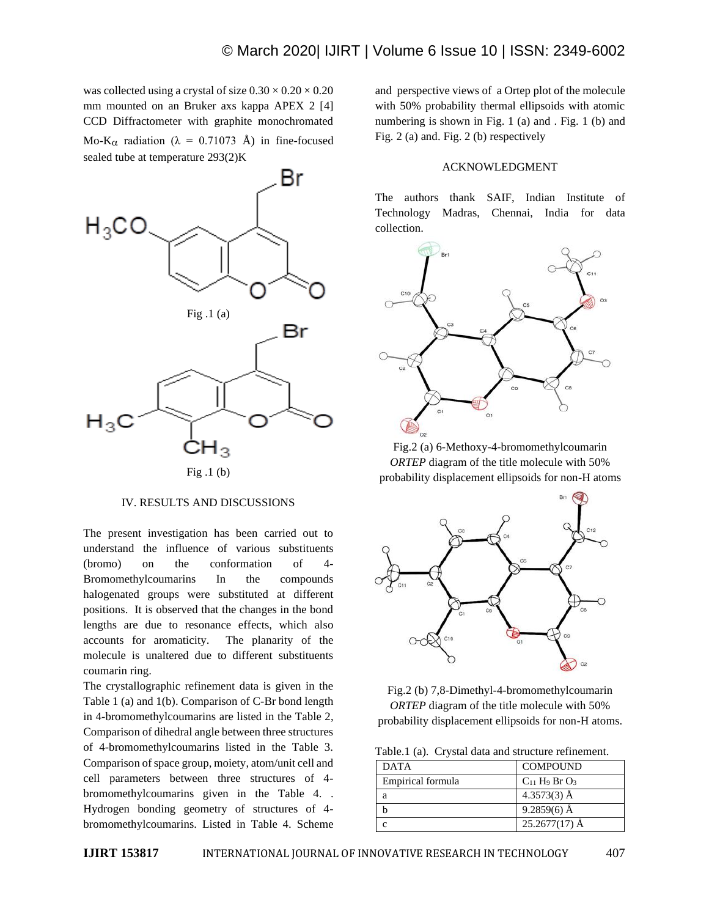was collected using a crystal of size 0.30 × 0.20 × 0.20 mm mounted on an Bruker axs kappa APEX 2 [4] CCD Diffractometer with graphite monochromated Mo-K$_\alpha$ radiation ($\lambda$ = 0.71073 Å) in fine-focused sealed tube at temperature 293(2)K

Fig .1 (a)

Fig .1 (b)

## IV. RESULTS AND DISCUSSIONS

The present investigation has been carried out to understand the influence of various substituents (bromo) on the conformation of 4-Bromomethylcoumarins In the compounds halogenated groups were substituted at different positions. It is observed that the changes in the bond lengths are due to resonance effects, which also accounts for aromaticity. The planarity of the molecule is unaltered due to different substituents coumarin ring.

The crystallographic refinement data is given in the Table 1 (a) and 1(b). Comparison of C-Br bond length in 4-bromomethylcoumarins are listed in the Table 2, Comparison of dihedral angle between three structures of 4-bromomethylcoumarins listed in the Table 3. Comparison of space group, moiety, atom/unit cell and cell parameters between three structures of 4-bromomethylcoumarins given in the Table 4. . Hydrogen bonding geometry of structures of 4-bromomethylcoumarins. Listed in Table 4. Scheme and perspective views of a Ortep plot of the molecule with 50% probability thermal ellipsoids with atomic numbering is shown in Fig. 1 (a) and . Fig. 1 (b) and Fig. 2 (a) and. Fig. 2 (b) respectively

## ACKNOWLEDGMENT

The authors thank SAIF, Indian Institute of Technology Madras, Chennai, India for data collection.

Fig.2 (a) 6-Methoxy-4-bromomethylcoumarin *ORTEP* diagram of the title molecule with 50% probability displacement ellipsoids for non-H atoms

Fig.2 (b) 7,8-Dimethyl-4-bromomethylcoumarin *ORTEP* diagram of the title molecule with 50% probability displacement ellipsoids for non-H atoms.

Table.1 (a). Crystal data and structure refinement.

| DATA | COMPOUND |
|---|---|
| Empirical formula | $C_{11}H_9BrO_3$ |
| a | 4.3573(3) Å |
| b | 9.2859(6) Å |
| c | 25.2677(17) Å |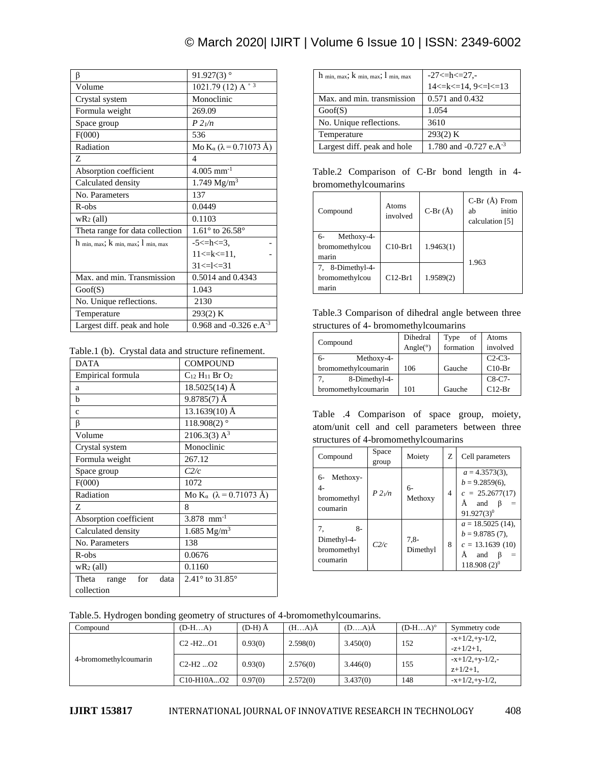| β | 91.927(3) ° |
|---|---|
| Volume | 1021.79 (12) A ° 3 |
| Crystal system | Monoclinic |
| Formula weight | 269.09 |
| Space group | *P 2₁/n* |
| F(000) | 536 |
| Radiation | Mo $K_{\alpha}$ (λ = 0.71073 Å) |
| Z | 4 |
| Absorption coefficient | 4.005 $mm^{-1}$ |
| Calculated density | 1.749 $Mg/m^3$ |
| No. Parameters | 137 |
| R-obs | 0.0449 |
| $wR_2$ (all) | 0.1103 |
| Theta range for data collection | 1.61° to 26.58° |
| h $_{min, max}$; k $_{min, max}$; l $_{min, max}$ | -5<=h<=3, -11<=k<=11, -31<=l<=31 |
| Max. and min. Transmission | 0.5014 and 0.4343 |
| Goof(S) | 1.043 |
| No. Unique reflections. | 2130 |
| Temperature | 293(2) K |
| Largest diff. peak and hole | 0.968 and -0.326 $e.A^{-3}$ |

Table.1 (b). Crystal data and structure refinement.

| DATA | COMPOUND |
|---|---|
| Empirical formula | $C_{12}H_{11}BrO_2$ |
| a | 18.5025(14) Å |
| b | 9.8785(7) Å |
| c | 13.1639(10) Å |
| β | 118.908(2) ° |
| Volume | 2106.3(3) $A^3$ |
| Crystal system | Monoclinic |
| Formula weight | 267.12 |
| Space group | *C2/c* |
| F(000) | 1072 |
| Radiation | Mo $K_{\alpha}$ (λ = 0.71073 Å) |
| Z | 8 |
| Absorption coefficient | 3.878 $mm^{-1}$ |
| Calculated density | 1.685 $Mg/m^3$ |
| No. Parameters | 138 |
| R-obs | 0.0676 |
| $wR_2$ (all) | 0.1160 |
| Theta range for data collection | 2.41° to 31.85° |
| h $_{min, max}$; k $_{min, max}$; l $_{min, max}$ | -27<=h<=27,-14<=k<=14, 9<=l<=13 |
| Max. and min. transmission | 0.571 and 0.432 |
| Goof(S) | 1.054 |
| No. Unique reflections. | 3610 |
| Temperature | 293(2) K |
| Largest diff. peak and hole | 1.780 and -0.727 $e.A^{-3}$ |

Table.2 Comparison of C-Br bond length in 4-bromomethylcoumarins

| Compound | Atoms involved | C-Br (Å) | C-Br (Å) From ab initio calculation [5] |
|---|---|---|---|
| 6- Methoxy-4-bromomethylcoumarin | C10-Br1 | 1.9463(1) | 1.963 |
| 7, 8-Dimethyl-4-bromomethylcoumarin | C12-Br1 | 1.9589(2) | |

Table.3 Comparison of dihedral angle between three structures of 4- bromomethylcoumarins

| Compound | Dihedral Angle(°) | Type of formation | Atoms involved |
|---|---|---|---|
| 6- Methoxy-4-bromomethylcoumarin | 106 | Gauche | C2-C3-C10-Br |
| 7, 8-Dimethyl-4-bromomethylcoumarin | 101 | Gauche | C8-C7-C12-Br |

Table .4 Comparison of space group, moiety, atom/unit cell and cell parameters between three structures of 4-bromomethylcoumarins

| Compound | Space group | Moiety | Z | Cell parameters |
|---|---|---|---|---|
| 6- Methoxy-4-bromomethyl coumarin | *P 2₁/n* | 6-Methoxy | 4 | *a* = 4.3573(3), *b* = 9.2859(6), *c* = 25.2677(17) Å and β = 91.927(3)$^0$ |
| 7, 8-Dimethyl-4-bromomethyl coumarin | *C2/c* | 7,8-Dimethyl | 8 | *a* = 18.5025 (14), *b* = 9.8785 (7), *c* = 13.1639 (10) Å and β = 118.908 (2)$^0$ |

Table.5. Hydrogen bonding geometry of structures of 4-bromomethylcoumarins.

| Compound | (D-H…A) | (D-H) Å | (H…A)Å | (D….A)Å | (D-H…A)° | Symmetry code |
|---|---|---|---|---|---|---|
| 4-bromomethylcoumarin | C2 -H2...O1 | 0.93(0) | 2.598(0) | 3.450(0) | 152 | -x+1/2,+y-1/2, -z+1/2+1, |
| | C2-H2 ...O2 | 0.93(0) | 2.576(0) | 3.446(0) | 155 | -x+1/2,+y-1/2,-z+1/2+1, |
| | C10-H10A...O2 | 0.97(0) | 2.572(0) | 3.437(0) | 148 | -x+1/2,+y-1/2, |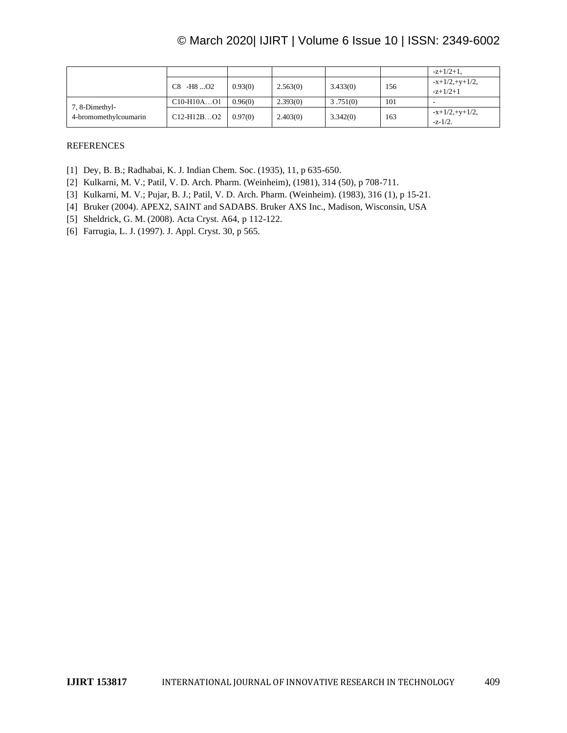| | | | | | | |
|---|---|---|---|---|---|---|
| | | | | | | -z+1/2+1, |
| | C8 -H8 ...O2 | 0.93(0) | 2.563(0) | 3.433(0) | 156 | -x+1/2,+y+1/2, -z+1/2+1 |
| 7, 8-Dimethyl-4-bromomethylcoumarin | C10-H10A…O1 | 0.96(0) | 2.393(0) | 3 .751(0) | 101 | - |
| | C12-H12B…O2 | 0.97(0) | 2.403(0) | 3.342(0) | 163 | -x+1/2,+y+1/2, -z-1/2. |

REFERENCES

[1] Dey, B. B.; Radhabai, K. J. Indian Chem. Soc. (1935), 11, p 635-650.

[2] Kulkarni, M. V.; Patil, V. D. Arch. Pharm. (Weinheim), (1981), 314 (50), p 708-711.

[3] Kulkarni, M. V.; Pujar, B. J.; Patil, V. D. Arch. Pharm. (Weinheim). (1983), 316 (1), p 15-21.

[4] Bruker (2004). APEX2, SAINT and SADABS. Bruker AXS Inc., Madison, Wisconsin, USA

[5] Sheldrick, G. M. (2008). Acta Cryst. A64, p 112-122.

[6] Farrugia, L. J. (1997). J. Appl. Cryst. 30, p 565.